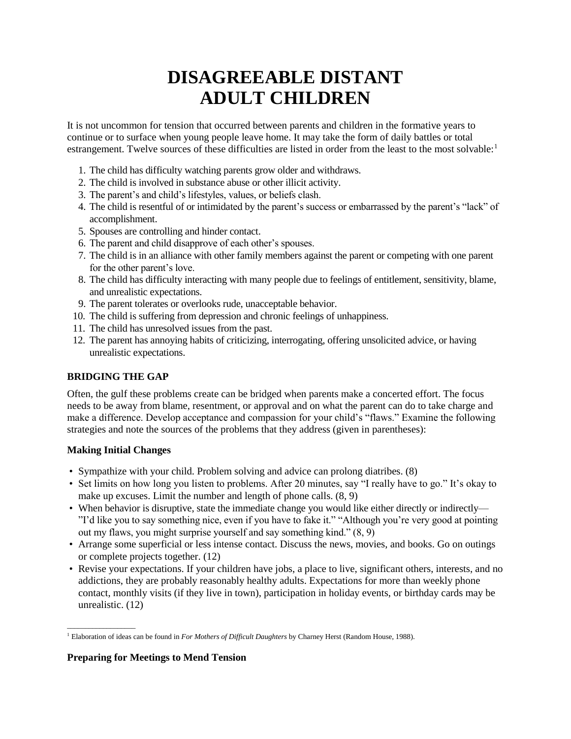# DISAGREEABLE DISTANT ADULT CHILDREN

It is not uncommon for tension that occurred between parents and children in the formative years to continue or to surface when young people leave home. It may take the form of daily battles or total estrangement. Twelve sources of these difficulties are listed in order from the least to the most solvable:[1]

1. The child has difficulty watching parents grow older and withdraws.
2. The child is involved in substance abuse or other illicit activity.
3. The parent's and child's lifestyles, values, or beliefs clash.
4. The child is resentful of or intimidated by the parent's success or embarrassed by the parent's "lack" of accomplishment.
5. Spouses are controlling and hinder contact.
6. The parent and child disapprove of each other's spouses.
7. The child is in an alliance with other family members against the parent or competing with one parent for the other parent's love.
8. The child has difficulty interacting with many people due to feelings of entitlement, sensitivity, blame, and unrealistic expectations.
9. The parent tolerates or overlooks rude, unacceptable behavior.
10. The child is suffering from depression and chronic feelings of unhappiness.
11. The child has unresolved issues from the past.
12. The parent has annoying habits of criticizing, interrogating, offering unsolicited advice, or having unrealistic expectations.

### BRIDGING THE GAP

Often, the gulf these problems create can be bridged when parents make a concerted effort. The focus needs to be away from blame, resentment, or approval and on what the parent can do to take charge and make a difference. Develop acceptance and compassion for your child's "flaws." Examine the following strategies and note the sources of the problems that they address (given in parentheses):

#### Making Initial Changes

- Sympathize with your child. Problem solving and advice can prolong diatribes. (8)
- Set limits on how long you listen to problems. After 20 minutes, say "I really have to go." It's okay to make up excuses. Limit the number and length of phone calls. (8, 9)
- When behavior is disruptive, state the immediate change you would like either directly or indirectly—"I'd like you to say something nice, even if you have to fake it." "Although you're very good at pointing out my flaws, you might surprise yourself and say something kind." (8, 9)
- Arrange some superficial or less intense contact. Discuss the news, movies, and books. Go on outings or complete projects together. (12)
- Revise your expectations. If your children have jobs, a place to live, significant others, interests, and no addictions, they are probably reasonably healthy adults. Expectations for more than weekly phone contact, monthly visits (if they live in town), participation in holiday events, or birthday cards may be unrealistic. (12)

[1] Elaboration of ideas can be found in *For Mothers of Difficult Daughters* by Charney Herst (Random House, 1988).

#### Preparing for Meetings to Mend Tension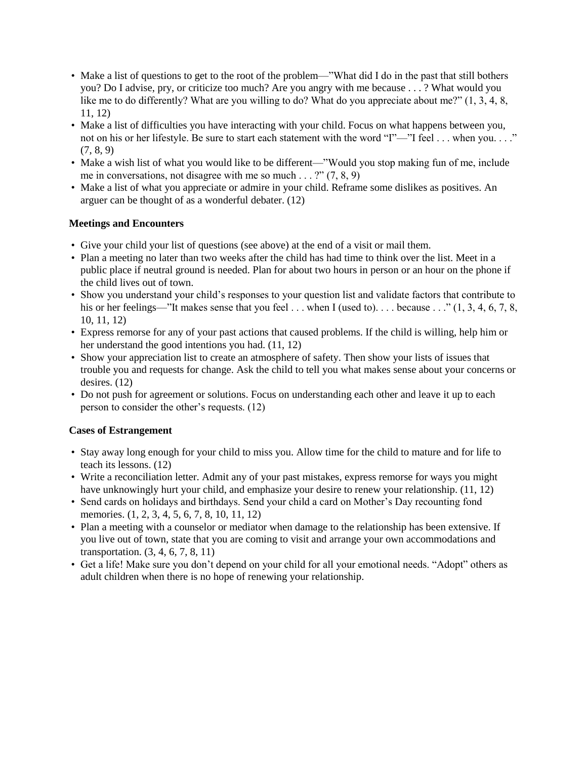- Make a list of questions to get to the root of the problem—"What did I do in the past that still bothers you? Do I advise, pry, or criticize too much? Are you angry with me because . . . ? What would you like me to do differently? What are you willing to do? What do you appreciate about me?" (1, 3, 4, 8, 11, 12)
- Make a list of difficulties you have interacting with your child. Focus on what happens between you, not on his or her lifestyle. Be sure to start each statement with the word "I"—"I feel . . . when you. . . ." (7, 8, 9)
- Make a wish list of what you would like to be different—"Would you stop making fun of me, include me in conversations, not disagree with me so much . . . ?" (7, 8, 9)
- Make a list of what you appreciate or admire in your child. Reframe some dislikes as positives. An arguer can be thought of as a wonderful debater. (12)

**Meetings and Encounters**

- Give your child your list of questions (see above) at the end of a visit or mail them.
- Plan a meeting no later than two weeks after the child has had time to think over the list. Meet in a public place if neutral ground is needed. Plan for about two hours in person or an hour on the phone if the child lives out of town.
- Show you understand your child's responses to your question list and validate factors that contribute to his or her feelings—"It makes sense that you feel . . . when I (used to). . . . because . . ." (1, 3, 4, 6, 7, 8, 10, 11, 12)
- Express remorse for any of your past actions that caused problems. If the child is willing, help him or her understand the good intentions you had. (11, 12)
- Show your appreciation list to create an atmosphere of safety. Then show your lists of issues that trouble you and requests for change. Ask the child to tell you what makes sense about your concerns or desires. (12)
- Do not push for agreement or solutions. Focus on understanding each other and leave it up to each person to consider the other's requests. (12)

**Cases of Estrangement**

- Stay away long enough for your child to miss you. Allow time for the child to mature and for life to teach its lessons. (12)
- Write a reconciliation letter. Admit any of your past mistakes, express remorse for ways you might have unknowingly hurt your child, and emphasize your desire to renew your relationship. (11, 12)
- Send cards on holidays and birthdays. Send your child a card on Mother's Day recounting fond memories. (1, 2, 3, 4, 5, 6, 7, 8, 10, 11, 12)
- Plan a meeting with a counselor or mediator when damage to the relationship has been extensive. If you live out of town, state that you are coming to visit and arrange your own accommodations and transportation. (3, 4, 6, 7, 8, 11)
- Get a life! Make sure you don't depend on your child for all your emotional needs. "Adopt" others as adult children when there is no hope of renewing your relationship.